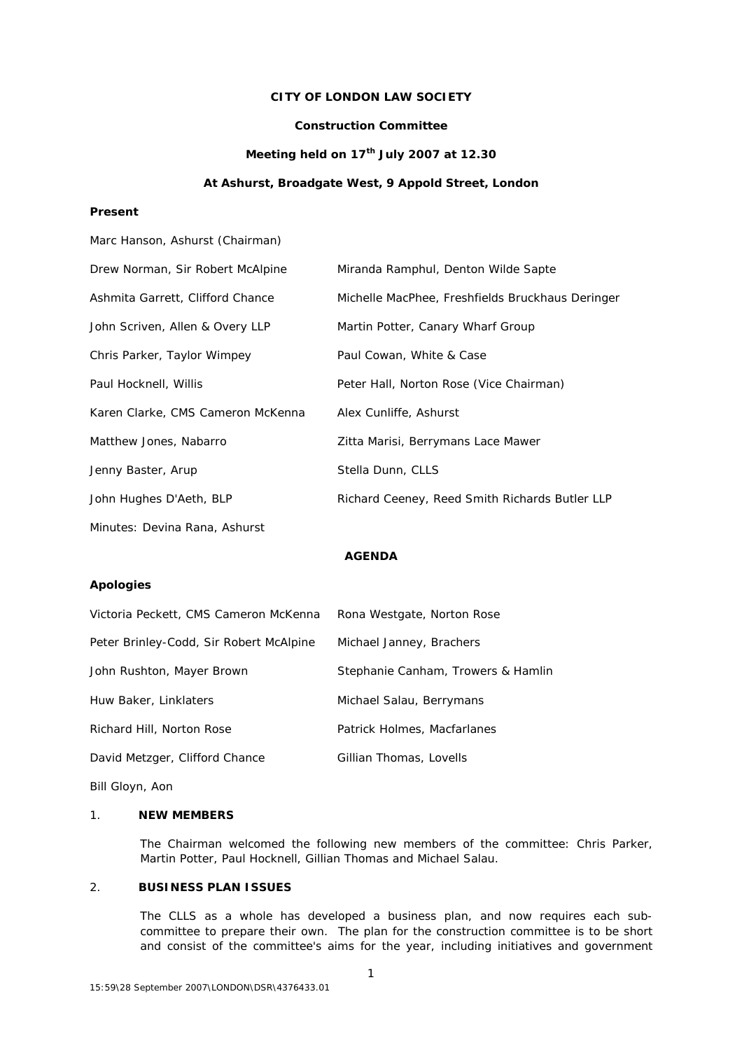**CITY OF LONDON LAW SOCIETY**

**Construction Committee**

**Meeting held on 17th July 2007 at 12.30**

**At Ashurst, Broadgate West, 9 Appold Street, London**

**Present**

Marc Hanson, Ashurst (Chairman)

Drew Norman, Sir Robert McAlpine

Ashmita Garrett, Clifford Chance

John Scriven, Allen & Overy LLP

Chris Parker, Taylor Wimpey

Paul Hocknell, Willis

Karen Clarke, CMS Cameron McKenna

Matthew Jones, Nabarro

Jenny Baster, Arup

John Hughes D'Aeth, BLP

Miranda Ramphul, Denton Wilde Sapte

Michelle MacPhee, Freshfields Bruckhaus Deringer

Martin Potter, Canary Wharf Group

Paul Cowan, White & Case

Peter Hall, Norton Rose (Vice Chairman)

Alex Cunliffe, Ashurst

Zitta Marisi, Berrymans Lace Mawer

Stella Dunn, CLLS

Richard Ceeney, Reed Smith Richards Butler LLP

Minutes: Devina Rana, Ashurst

**AGENDA**

**Apologies**

Victoria Peckett, CMS Cameron McKenna

Peter Brinley-Codd, Sir Robert McAlpine

John Rushton, Mayer Brown

Huw Baker, Linklaters

Richard Hill, Norton Rose

David Metzger, Clifford Chance

Bill Gloyn, Aon

Rona Westgate, Norton Rose

Michael Janney, Brachers

Stephanie Canham, Trowers & Hamlin

Michael Salau, Berrymans

Patrick Holmes, Macfarlanes

Gillian Thomas, Lovells

1. **NEW MEMBERS**

   The Chairman welcomed the following new members of the committee: Chris Parker, Martin Potter, Paul Hocknell, Gillian Thomas and Michael Salau.

2. **BUSINESS PLAN ISSUES**

   The CLLS as a whole has developed a business plan, and now requires each sub-committee to prepare their own. The plan for the construction committee is to be short and consist of the committee's aims for the year, including initiatives and government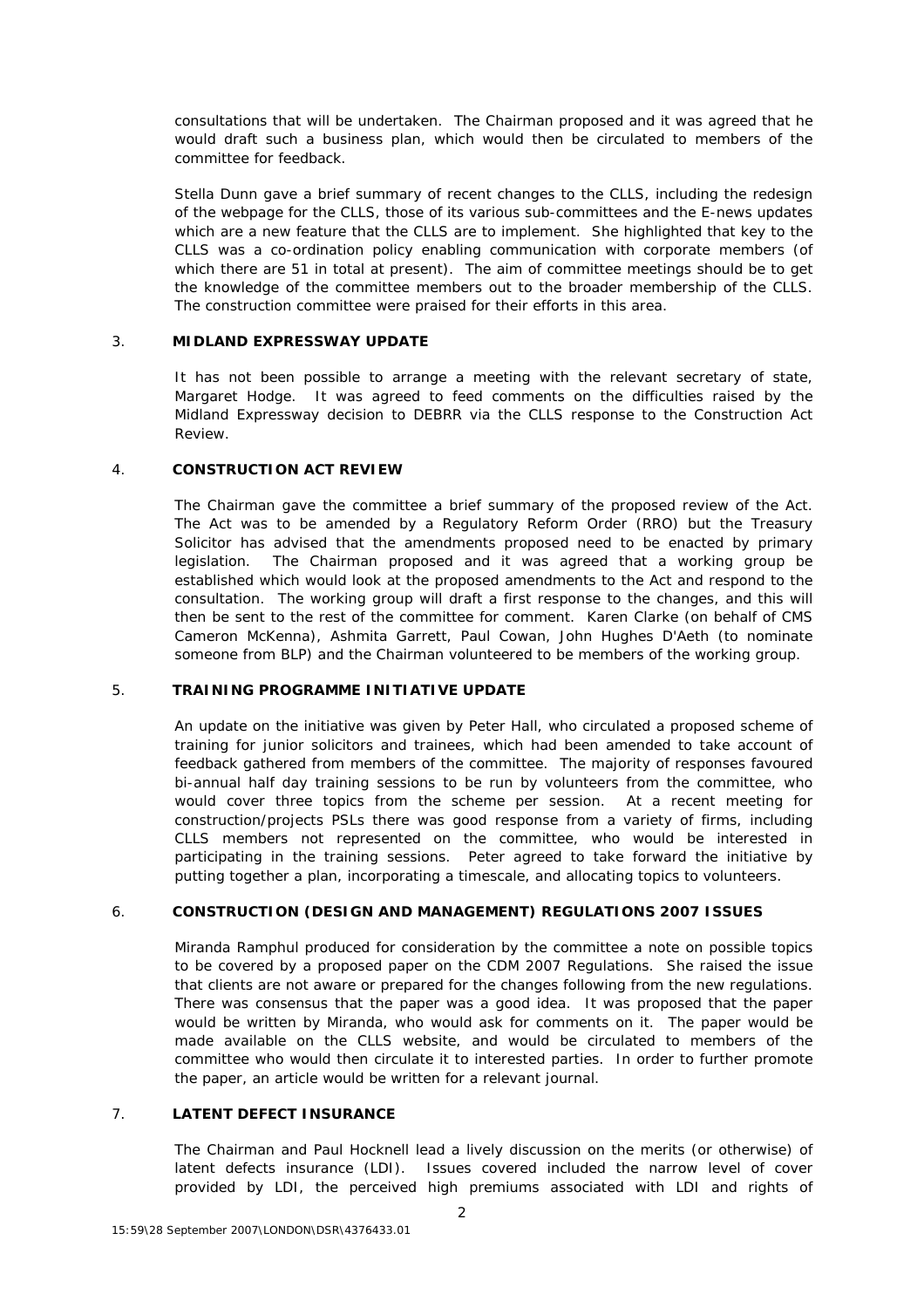consultations that will be undertaken. The Chairman proposed and it was agreed that he would draft such a business plan, which would then be circulated to members of the committee for feedback.

Stella Dunn gave a brief summary of recent changes to the CLLS, including the redesign of the webpage for the CLLS, those of its various sub-committees and the E-news updates which are a new feature that the CLLS are to implement. She highlighted that key to the CLLS was a co-ordination policy enabling communication with corporate members (of which there are 51 in total at present). The aim of committee meetings should be to get the knowledge of the committee members out to the broader membership of the CLLS. The construction committee were praised for their efforts in this area.

## 3. MIDLAND EXPRESSWAY UPDATE

It has not been possible to arrange a meeting with the relevant secretary of state, Margaret Hodge. It was agreed to feed comments on the difficulties raised by the Midland Expressway decision to DEBRR via the CLLS response to the Construction Act Review.

## 4. CONSTRUCTION ACT REVIEW

The Chairman gave the committee a brief summary of the proposed review of the Act. The Act was to be amended by a Regulatory Reform Order (RRO) but the Treasury Solicitor has advised that the amendments proposed need to be enacted by primary legislation. The Chairman proposed and it was agreed that a working group be established which would look at the proposed amendments to the Act and respond to the consultation. The working group will draft a first response to the changes, and this will then be sent to the rest of the committee for comment. Karen Clarke (on behalf of CMS Cameron McKenna), Ashmita Garrett, Paul Cowan, John Hughes D'Aeth (to nominate someone from BLP) and the Chairman volunteered to be members of the working group.

## 5. TRAINING PROGRAMME INITIATIVE UPDATE

An update on the initiative was given by Peter Hall, who circulated a proposed scheme of training for junior solicitors and trainees, which had been amended to take account of feedback gathered from members of the committee. The majority of responses favoured bi-annual half day training sessions to be run by volunteers from the committee, who would cover three topics from the scheme per session. At a recent meeting for construction/projects PSLs there was good response from a variety of firms, including CLLS members not represented on the committee, who would be interested in participating in the training sessions. Peter agreed to take forward the initiative by putting together a plan, incorporating a timescale, and allocating topics to volunteers.

## 6. CONSTRUCTION (DESIGN AND MANAGEMENT) REGULATIONS 2007 ISSUES

Miranda Ramphul produced for consideration by the committee a note on possible topics to be covered by a proposed paper on the CDM 2007 Regulations. She raised the issue that clients are not aware or prepared for the changes following from the new regulations. There was consensus that the paper was a good idea. It was proposed that the paper would be written by Miranda, who would ask for comments on it. The paper would be made available on the CLLS website, and would be circulated to members of the committee who would then circulate it to interested parties. In order to further promote the paper, an article would be written for a relevant journal.

## 7. LATENT DEFECT INSURANCE

The Chairman and Paul Hocknell lead a lively discussion on the merits (or otherwise) of latent defects insurance (LDI). Issues covered included the narrow level of cover provided by LDI, the perceived high premiums associated with LDI and rights of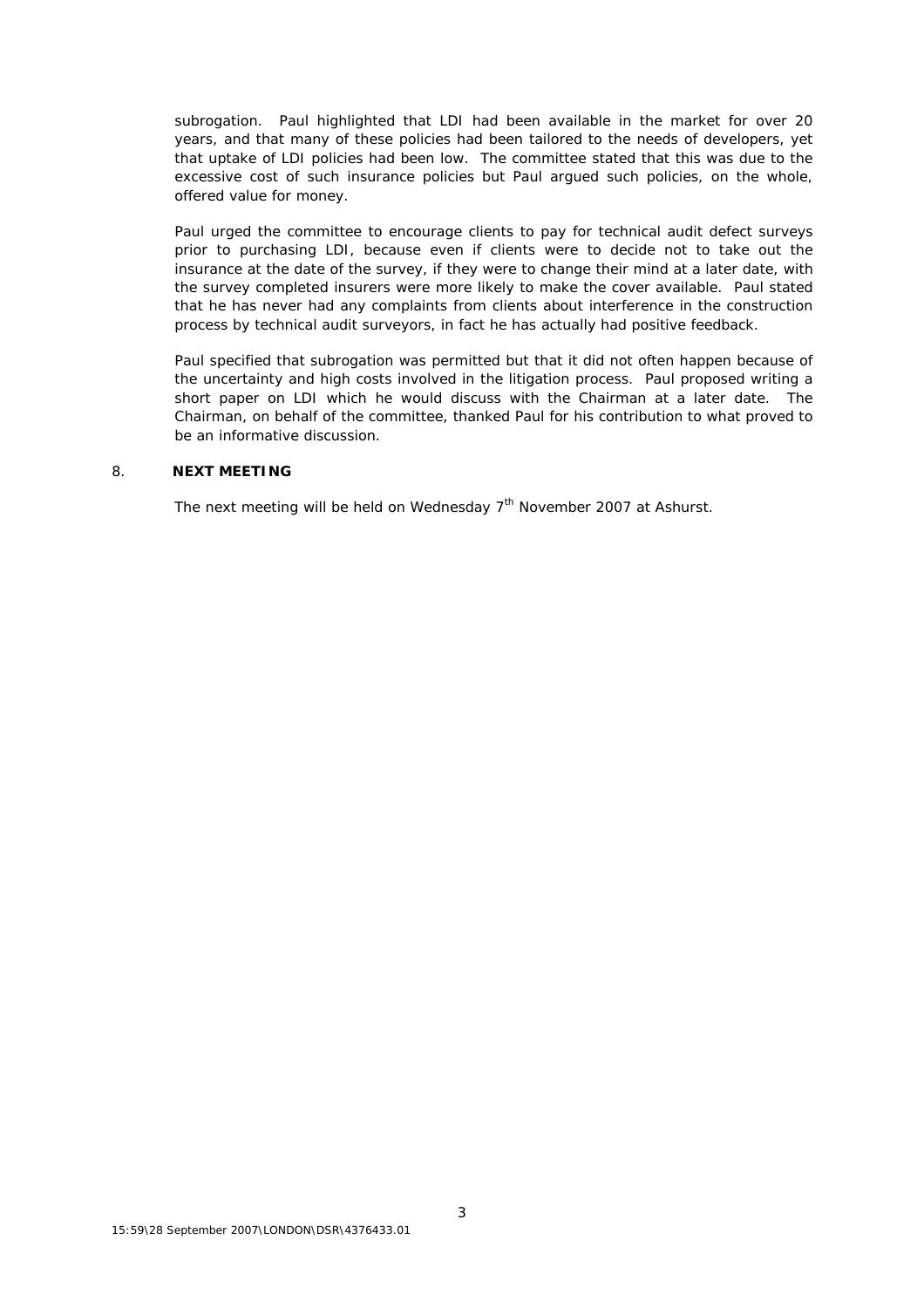subrogation. Paul highlighted that LDI had been available in the market for over 20 years, and that many of these policies had been tailored to the needs of developers, yet that uptake of LDI policies had been low. The committee stated that this was due to the excessive cost of such insurance policies but Paul argued such policies, on the whole, offered value for money.

Paul urged the committee to encourage clients to pay for technical audit defect surveys prior to purchasing LDI, because even if clients were to decide not to take out the insurance at the date of the survey, if they were to change their mind at a later date, with the survey completed insurers were more likely to make the cover available. Paul stated that he has never had any complaints from clients about interference in the construction process by technical audit surveyors, in fact he has actually had positive feedback.

Paul specified that subrogation was permitted but that it did not often happen because of the uncertainty and high costs involved in the litigation process. Paul proposed writing a short paper on LDI which he would discuss with the Chairman at a later date. The Chairman, on behalf of the committee, thanked Paul for his contribution to what proved to be an informative discussion.

8. **NEXT MEETING**

The next meeting will be held on Wednesday 7th November 2007 at Ashurst.

15:59\28 September 2007\LONDON\DSR\4376433.01